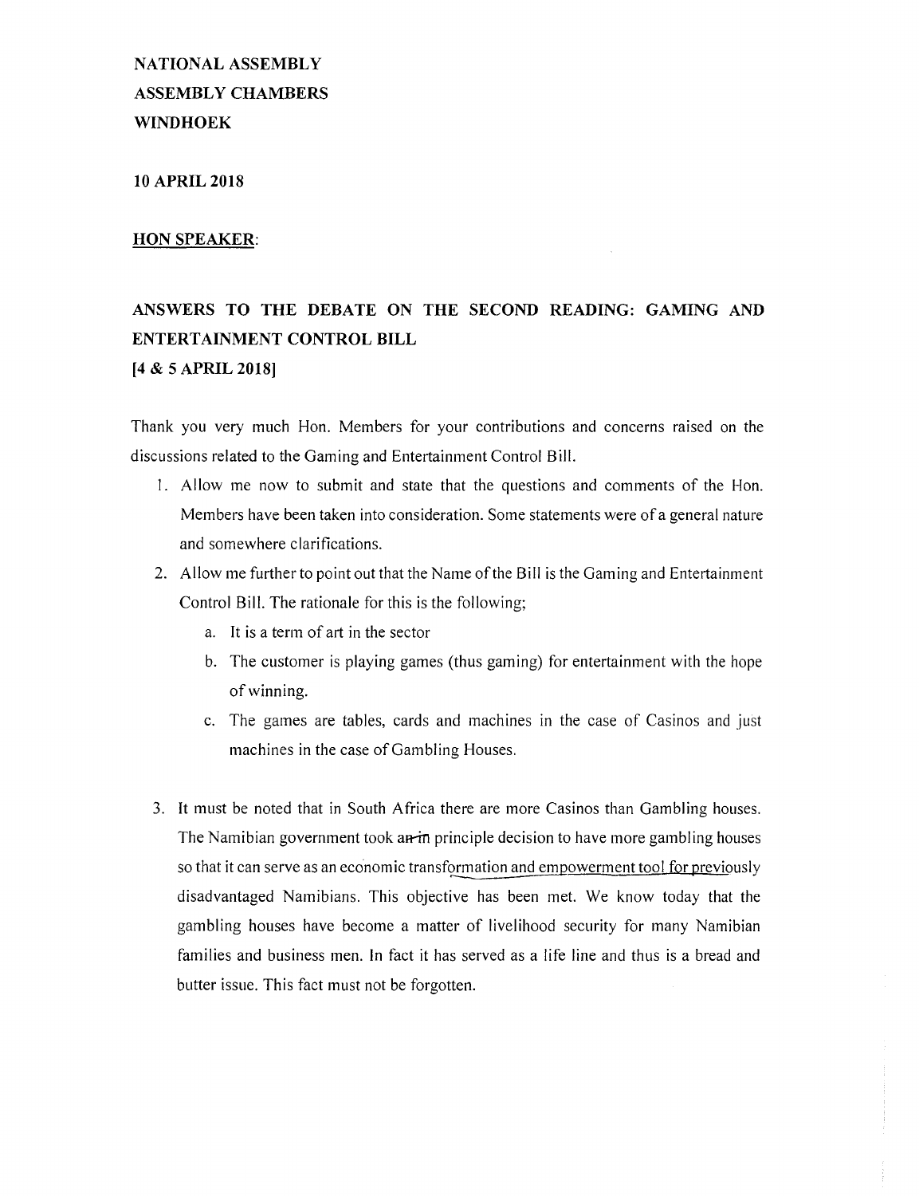**NATIONAL ASSEMBLY**
**ASSEMBLY CHAMBERS**
**WINDHOEK**

**10 APRIL 2018**

**HON SPEAKER:**

## ANSWERS TO THE DEBATE ON THE SECOND READING: GAMING AND ENTERTAINMENT CONTROL BILL [4 & 5 APRIL 2018]

Thank you very much Hon. Members for your contributions and concerns raised on the discussions related to the Gaming and Entertainment Control Bill.

1. Allow me now to submit and state that the questions and comments of the Hon. Members have been taken into consideration. Some statements were of a general nature and somewhere clarifications.
2. Allow me further to point out that the Name of the Bill is the Gaming and Entertainment Control Bill. The rationale for this is the following;
   a. It is a term of art in the sector
   b. The customer is playing games (thus gaming) for entertainment with the hope of winning.
   c. The games are tables, cards and machines in the case of Casinos and just machines in the case of Gambling Houses.

3. It must be noted that in South Africa there are more Casinos than Gambling houses. The Namibian government took ~~an~~ in principle decision to have more gambling houses so that it can serve as an economic transformation and empowerment tool for previously disadvantaged Namibians. This objective has been met. We know today that the gambling houses have become a matter of livelihood security for many Namibian families and business men. In fact it has served as a life line and thus is a bread and butter issue. This fact must not be forgotten.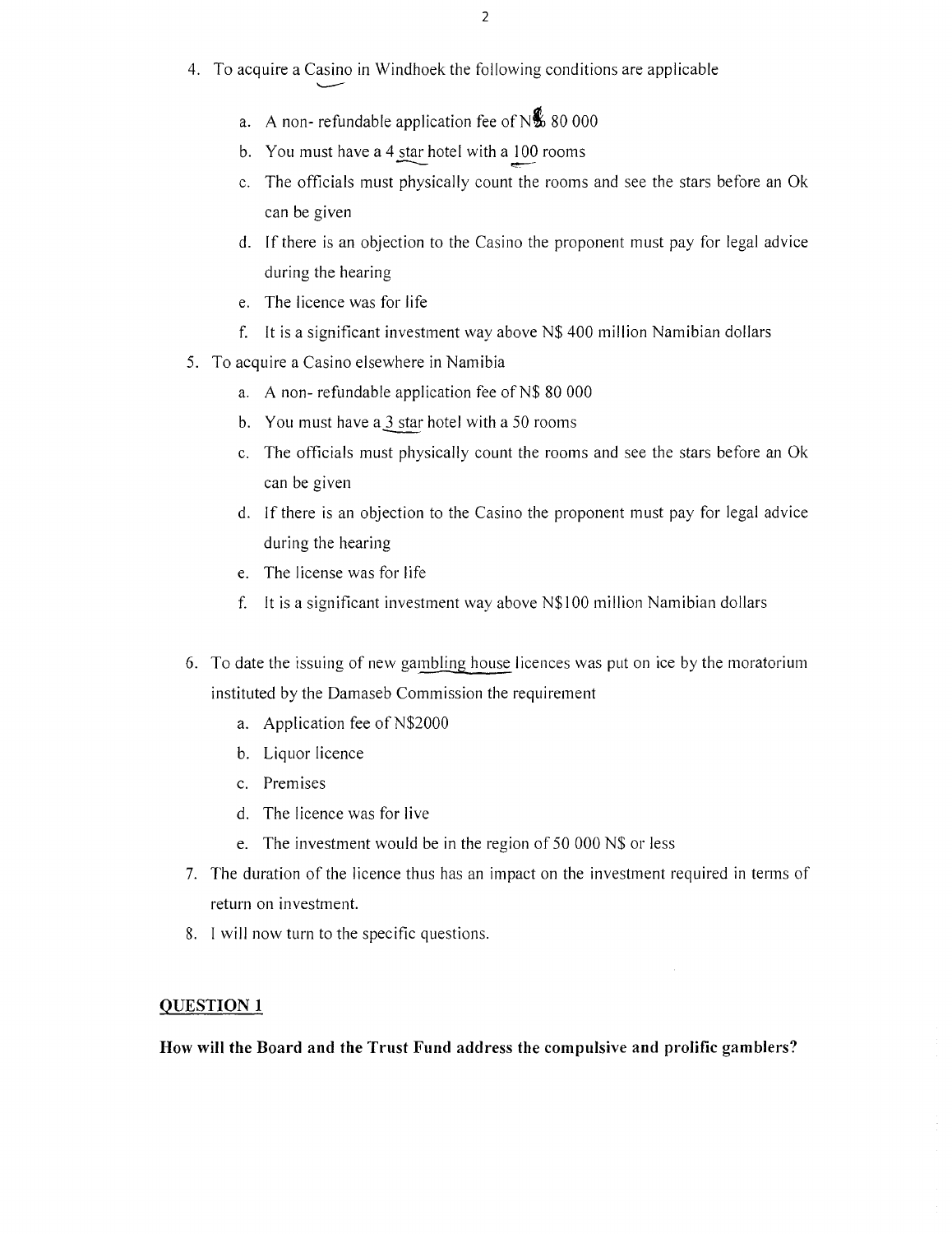4. To acquire a Casino in Windhoek the following conditions are applicable
   a. A non- refundable application fee of N$ 80 000
   b. You must have a 4 star hotel with a 100 rooms
   c. The officials must physically count the rooms and see the stars before an Ok can be given
   d. If there is an objection to the Casino the proponent must pay for legal advice during the hearing
   e. The licence was for life
   f. It is a significant investment way above N$ 400 million Namibian dollars
5. To acquire a Casino elsewhere in Namibia
   a. A non- refundable application fee of N$ 80 000
   b. You must have a 3 star hotel with a 50 rooms
   c. The officials must physically count the rooms and see the stars before an Ok can be given
   d. If there is an objection to the Casino the proponent must pay for legal advice during the hearing
   e. The license was for life
   f. It is a significant investment way above N$100 million Namibian dollars
6. To date the issuing of new gambling house licences was put on ice by the moratorium instituted by the Damaseb Commission the requirement
   a. Application fee of N$2000
   b. Liquor licence
   c. Premises
   d. The licence was for live
   e. The investment would be in the region of 50 000 N$ or less
7. The duration of the licence thus has an impact on the investment required in terms of return on investment.
8. I will now turn to the specific questions.

## QUESTION 1

**How will the Board and the Trust Fund address the compulsive and prolific gamblers?**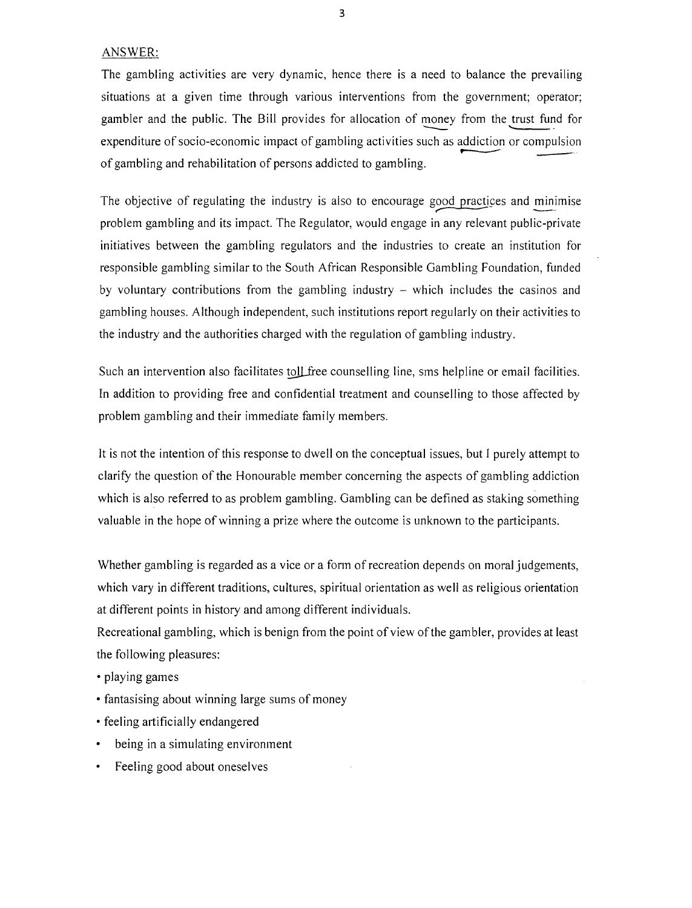ANSWER:

The gambling activities are very dynamic, hence there is a need to balance the prevailing situations at a given time through various interventions from the government; operator; gambler and the public. The Bill provides for allocation of money from the trust fund for expenditure of socio-economic impact of gambling activities such as addiction or compulsion of gambling and rehabilitation of persons addicted to gambling.

The objective of regulating the industry is also to encourage good practices and minimise problem gambling and its impact. The Regulator, would engage in any relevant public-private initiatives between the gambling regulators and the industries to create an institution for responsible gambling similar to the South African Responsible Gambling Foundation, funded by voluntary contributions from the gambling industry – which includes the casinos and gambling houses. Although independent, such institutions report regularly on their activities to the industry and the authorities charged with the regulation of gambling industry.

Such an intervention also facilitates toll free counselling line, sms helpline or email facilities. In addition to providing free and confidential treatment and counselling to those affected by problem gambling and their immediate family members.

It is not the intention of this response to dwell on the conceptual issues, but I purely attempt to clarify the question of the Honourable member concerning the aspects of gambling addiction which is also referred to as problem gambling. Gambling can be defined as staking something valuable in the hope of winning a prize where the outcome is unknown to the participants.

Whether gambling is regarded as a vice or a form of recreation depends on moral judgements, which vary in different traditions, cultures, spiritual orientation as well as religious orientation at different points in history and among different individuals.

Recreational gambling, which is benign from the point of view of the gambler, provides at least the following pleasures:

- playing games
- fantasising about winning large sums of money
- feeling artificially endangered
- being in a simulating environment
- Feeling good about oneselves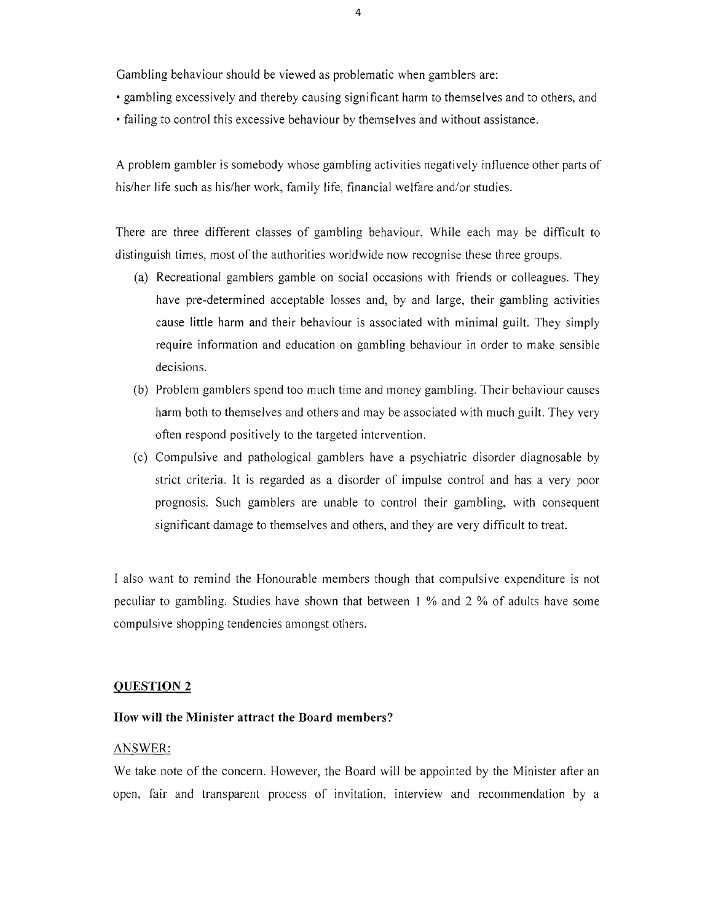Gambling behaviour should be viewed as problematic when gamblers are:

• gambling excessively and thereby causing significant harm to themselves and to others, and

• failing to control this excessive behaviour by themselves and without assistance.

A problem gambler is somebody whose gambling activities negatively influence other parts of his/her life such as his/her work, family life, financial welfare and/or studies.

There are three different classes of gambling behaviour. While each may be difficult to distinguish times, most of the authorities worldwide now recognise these three groups.

(a) Recreational gamblers gamble on social occasions with friends or colleagues. They have pre-determined acceptable losses and, by and large, their gambling activities cause little harm and their behaviour is associated with minimal guilt. They simply require information and education on gambling behaviour in order to make sensible decisions.

(b) Problem gamblers spend too much time and money gambling. Their behaviour causes harm both to themselves and others and may be associated with much guilt. They very often respond positively to the targeted intervention.

(c) Compulsive and pathological gamblers have a psychiatric disorder diagnosable by strict criteria. It is regarded as a disorder of impulse control and has a very poor prognosis. Such gamblers are unable to control their gambling, with consequent significant damage to themselves and others, and they are very difficult to treat.

I also want to remind the Honourable members though that compulsive expenditure is not peculiar to gambling. Studies have shown that between 1 % and 2 % of adults have some compulsive shopping tendencies amongst others.

## QUESTION 2

**How will the Minister attract the Board members?**

ANSWER:

We take note of the concern. However, the Board will be appointed by the Minister after an open, fair and transparent process of invitation, interview and recommendation by a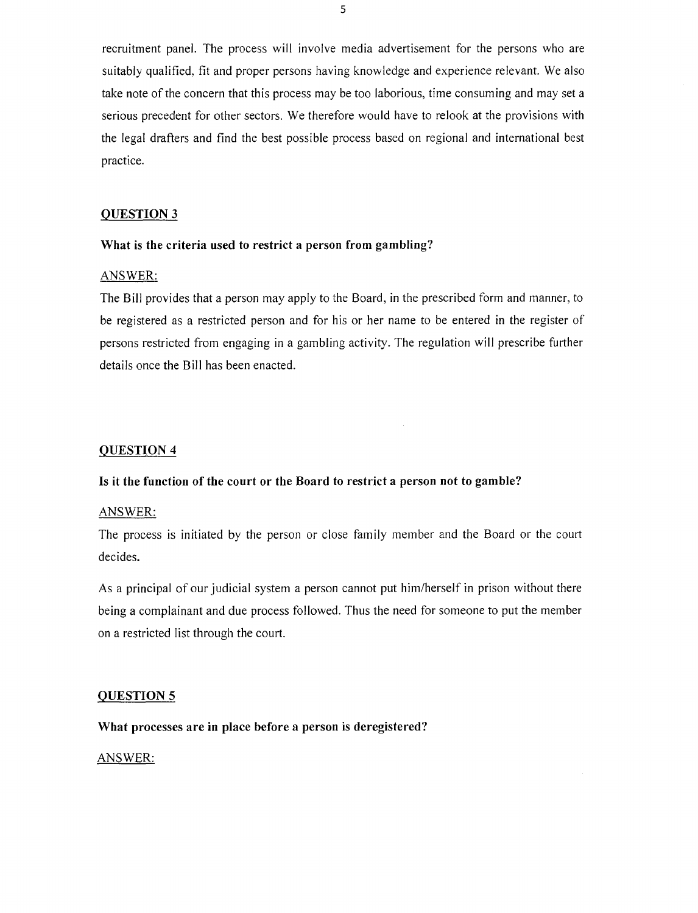recruitment panel. The process will involve media advertisement for the persons who are suitably qualified, fit and proper persons having knowledge and experience relevant. We also take note of the concern that this process may be too laborious, time consuming and may set a serious precedent for other sectors. We therefore would have to relook at the provisions with the legal drafters and find the best possible process based on regional and international best practice.

## QUESTION 3

**What is the criteria used to restrict a person from gambling?**

ANSWER:

The Bill provides that a person may apply to the Board, in the prescribed form and manner, to be registered as a restricted person and for his or her name to be entered in the register of persons restricted from engaging in a gambling activity. The regulation will prescribe further details once the Bill has been enacted.

## QUESTION 4

**Is it the function of the court or the Board to restrict a person not to gamble?**

ANSWER:

The process is initiated by the person or close family member and the Board or the court decides.

As a principal of our judicial system a person cannot put him/herself in prison without there being a complainant and due process followed. Thus the need for someone to put the member on a restricted list through the court.

## QUESTION 5

**What processes are in place before a person is deregistered?**

ANSWER: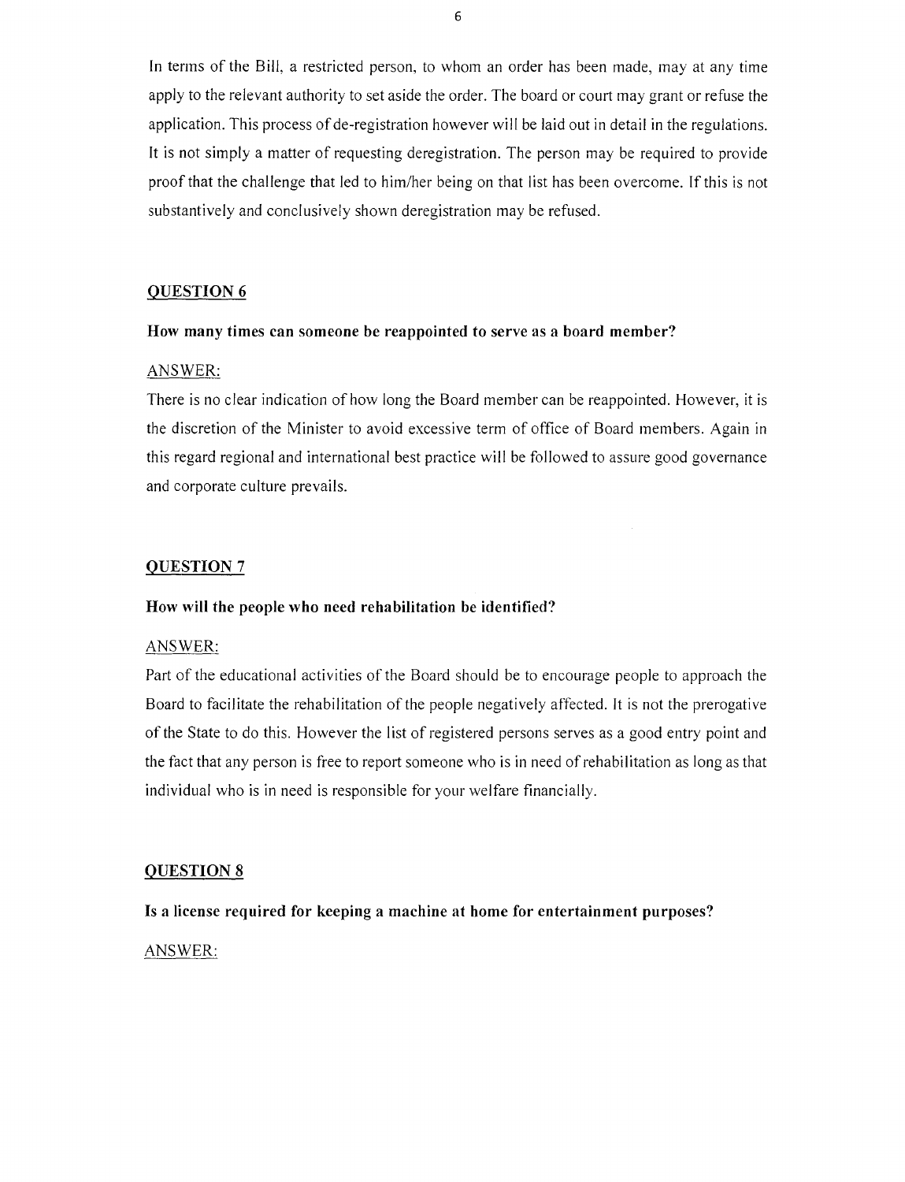In terms of the Bill, a restricted person, to whom an order has been made, may at any time apply to the relevant authority to set aside the order. The board or court may grant or refuse the application. This process of de-registration however will be laid out in detail in the regulations. It is not simply a matter of requesting deregistration. The person may be required to provide proof that the challenge that led to him/her being on that list has been overcome. If this is not substantively and conclusively shown deregistration may be refused.

## QUESTION 6

**How many times can someone be reappointed to serve as a board member?**

ANSWER:

There is no clear indication of how long the Board member can be reappointed. However, it is the discretion of the Minister to avoid excessive term of office of Board members. Again in this regard regional and international best practice will be followed to assure good governance and corporate culture prevails.

## QUESTION 7

**How will the people who need rehabilitation be identified?**

ANSWER:

Part of the educational activities of the Board should be to encourage people to approach the Board to facilitate the rehabilitation of the people negatively affected. It is not the prerogative of the State to do this. However the list of registered persons serves as a good entry point and the fact that any person is free to report someone who is in need of rehabilitation as long as that individual who is in need is responsible for your welfare financially.

## QUESTION 8

**Is a license required for keeping a machine at home for entertainment purposes?**

ANSWER: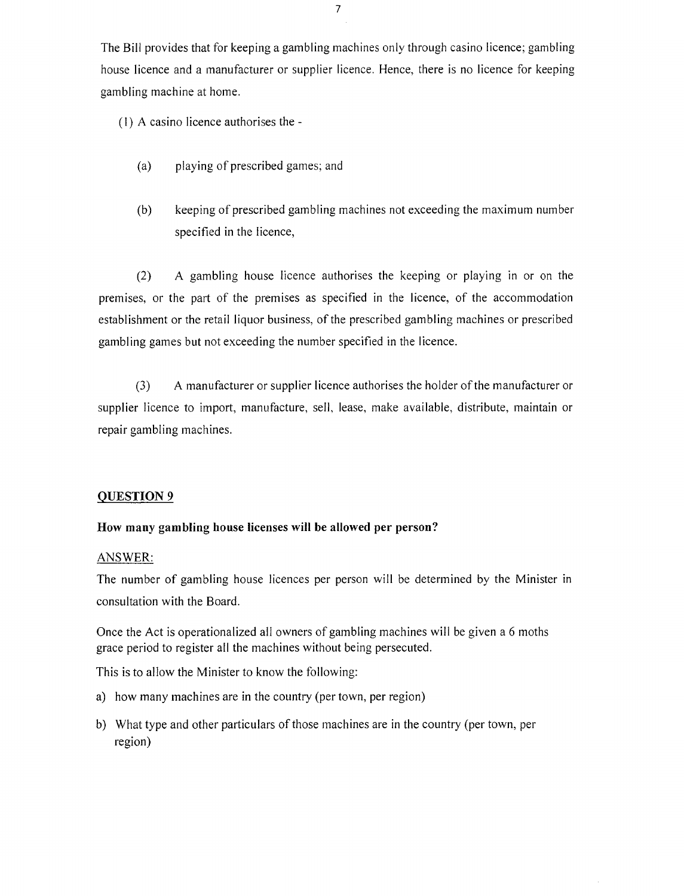The Bill provides that for keeping a gambling machines only through casino licence; gambling house licence and a manufacturer or supplier licence. Hence, there is no licence for keeping gambling machine at home.

(1) A casino licence authorises the -

(a) playing of prescribed games; and

(b) keeping of prescribed gambling machines not exceeding the maximum number specified in the licence,

(2) A gambling house licence authorises the keeping or playing in or on the premises, or the part of the premises as specified in the licence, of the accommodation establishment or the retail liquor business, of the prescribed gambling machines or prescribed gambling games but not exceeding the number specified in the licence.

(3) A manufacturer or supplier licence authorises the holder of the manufacturer or supplier licence to import, manufacture, sell, lease, make available, distribute, maintain or repair gambling machines.

## QUESTION 9

**How many gambling house licenses will be allowed per person?**

ANSWER:

The number of gambling house licences per person will be determined by the Minister in consultation with the Board.

Once the Act is operationalized all owners of gambling machines will be given a 6 moths grace period to register all the machines without being persecuted.

This is to allow the Minister to know the following:

a) how many machines are in the country (per town, per region)
b) What type and other particulars of those machines are in the country (per town, per region)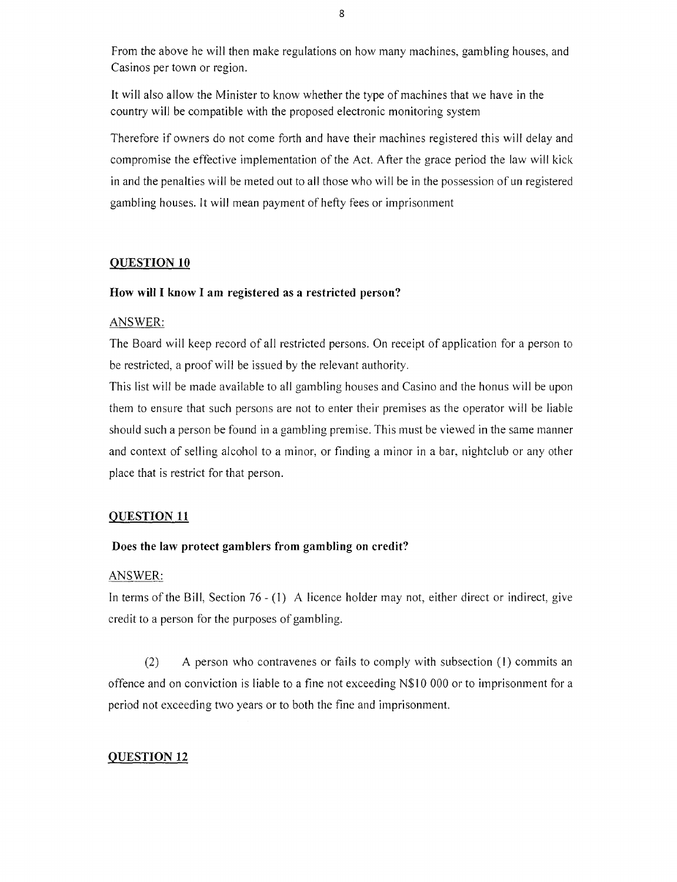From the above he will then make regulations on how many machines, gambling houses, and Casinos per town or region.

It will also allow the Minister to know whether the type of machines that we have in the country will be compatible with the proposed electronic monitoring system

Therefore if owners do not come forth and have their machines registered this will delay and compromise the effective implementation of the Act. After the grace period the law will kick in and the penalties will be meted out to all those who will be in the possession of un registered gambling houses. It will mean payment of hefty fees or imprisonment

## QUESTION 10

**How will I know I am registered as a restricted person?**

ANSWER:

The Board will keep record of all restricted persons. On receipt of application for a person to be restricted, a proof will be issued by the relevant authority.

This list will be made available to all gambling houses and Casino and the honus will be upon them to ensure that such persons are not to enter their premises as the operator will be liable should such a person be found in a gambling premise. This must be viewed in the same manner and context of selling alcohol to a minor, or finding a minor in a bar, nightclub or any other place that is restrict for that person.

## QUESTION 11

**Does the law protect gamblers from gambling on credit?**

ANSWER:

In terms of the Bill, Section 76 - (1) A licence holder may not, either direct or indirect, give credit to a person for the purposes of gambling.

(2) A person who contravenes or fails to comply with subsection (1) commits an offence and on conviction is liable to a fine not exceeding N$10 000 or to imprisonment for a period not exceeding two years or to both the fine and imprisonment.

## QUESTION 12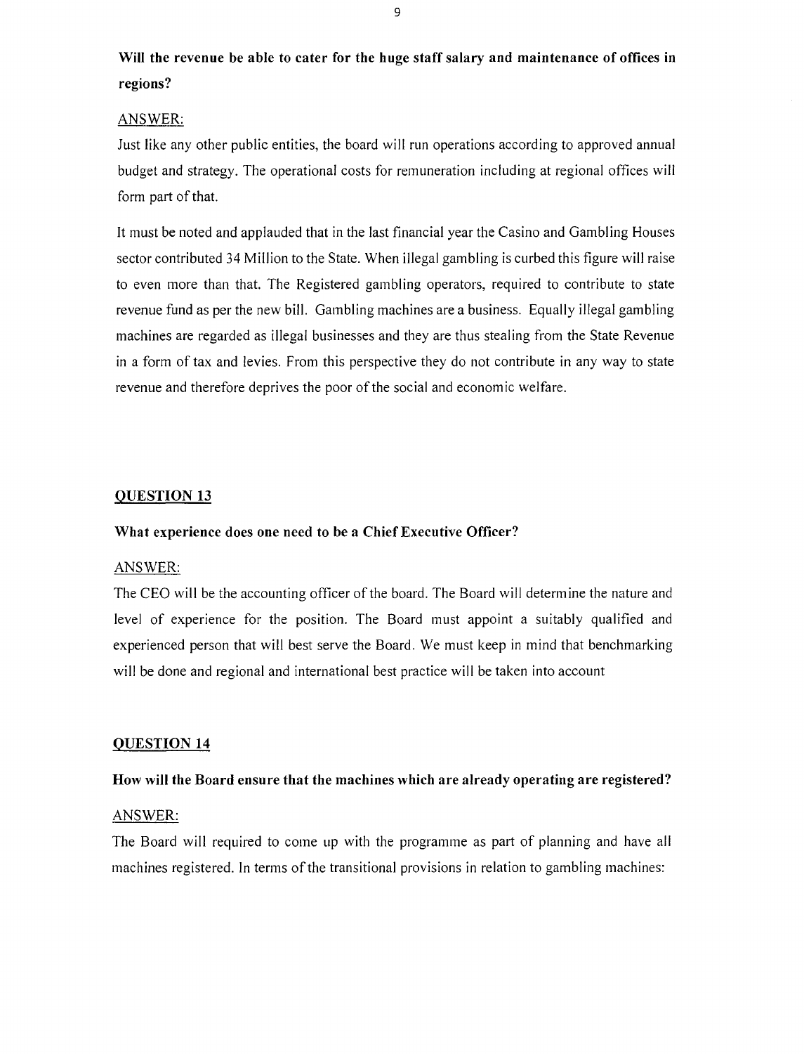**Will the revenue be able to cater for the huge staff salary and maintenance of offices in regions?**

ANSWER:

Just like any other public entities, the board will run operations according to approved annual budget and strategy. The operational costs for remuneration including at regional offices will form part of that.

It must be noted and applauded that in the last financial year the Casino and Gambling Houses sector contributed 34 Million to the State. When illegal gambling is curbed this figure will raise to even more than that. The Registered gambling operators, required to contribute to state revenue fund as per the new bill. Gambling machines are a business. Equally illegal gambling machines are regarded as illegal businesses and they are thus stealing from the State Revenue in a form of tax and levies. From this perspective they do not contribute in any way to state revenue and therefore deprives the poor of the social and economic welfare.

## QUESTION 13

**What experience does one need to be a Chief Executive Officer?**

ANSWER:

The CEO will be the accounting officer of the board. The Board will determine the nature and level of experience for the position. The Board must appoint a suitably qualified and experienced person that will best serve the Board. We must keep in mind that benchmarking will be done and regional and international best practice will be taken into account

## QUESTION 14

**How will the Board ensure that the machines which are already operating are registered?**

ANSWER:

The Board will required to come up with the programme as part of planning and have all machines registered. In terms of the transitional provisions in relation to gambling machines: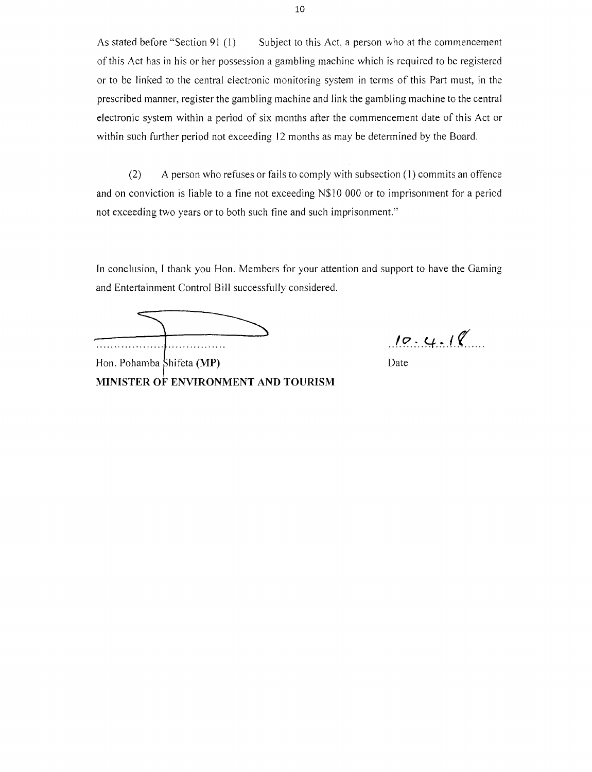As stated before "Section 91 (1) Subject to this Act, a person who at the commencement of this Act has in his or her possession a gambling machine which is required to be registered or to be linked to the central electronic monitoring system in terms of this Part must, in the prescribed manner, register the gambling machine and link the gambling machine to the central electronic system within a period of six months after the commencement date of this Act or within such further period not exceeding 12 months as may be determined by the Board.

(2) A person who refuses or fails to comply with subsection (1) commits an offence and on conviction is liable to a fine not exceeding N$10 000 or to imprisonment for a period not exceeding two years or to both such fine and such imprisonment."

In conclusion, I thank you Hon. Members for your attention and support to have the Gaming and Entertainment Control Bill successfully considered.

.................................... 10.4.18

Hon. Pohamba Shifeta **(MP)** Date

**MINISTER OF ENVIRONMENT AND TOURISM**